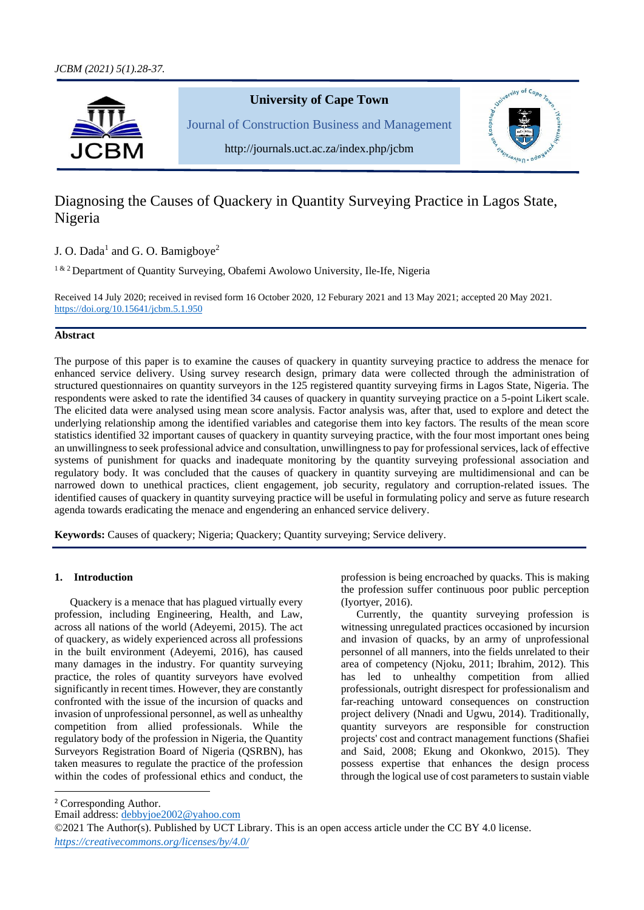# Diagnosing the Causes of Quackery in Quantity Surveying Practice in Lagos State, Nigeria

J. O. Dada[1] and G. O. Bamigboye[2]

[1 & 2] Department of Quantity Surveying, Obafemi Awolowo University, Ile-Ife, Nigeria

Received 14 July 2020; received in revised form 16 October 2020, 12 Feburary 2021 and 13 May 2021; accepted 20 May 2021.
https://doi.org/10.15641/jcbm.5.1.950

## Abstract

The purpose of this paper is to examine the causes of quackery in quantity surveying practice to address the menace for enhanced service delivery. Using survey research design, primary data were collected through the administration of structured questionnaires on quantity surveyors in the 125 registered quantity surveying firms in Lagos State, Nigeria. The respondents were asked to rate the identified 34 causes of quackery in quantity surveying practice on a 5-point Likert scale. The elicited data were analysed using mean score analysis. Factor analysis was, after that, used to explore and detect the underlying relationship among the identified variables and categorise them into key factors. The results of the mean score statistics identified 32 important causes of quackery in quantity surveying practice, with the four most important ones being an unwillingness to seek professional advice and consultation, unwillingness to pay for professional services, lack of effective systems of punishment for quacks and inadequate monitoring by the quantity surveying professional association and regulatory body. It was concluded that the causes of quackery in quantity surveying are multidimensional and can be narrowed down to unethical practices, client engagement, job security, regulatory and corruption-related issues. The identified causes of quackery in quantity surveying practice will be useful in formulating policy and serve as future research agenda towards eradicating the menace and engendering an enhanced service delivery.

**Keywords:** Causes of quackery; Nigeria; Quackery; Quantity surveying; Service delivery.

## 1. Introduction

Quackery is a menace that has plagued virtually every profession, including Engineering, Health, and Law, across all nations of the world (Adeyemi, 2015). The act of quackery, as widely experienced across all professions in the built environment (Adeyemi, 2016), has caused many damages in the industry. For quantity surveying practice, the roles of quantity surveyors have evolved significantly in recent times. However, they are constantly confronted with the issue of the incursion of quacks and invasion of unprofessional personnel, as well as unhealthy competition from allied professionals. While the regulatory body of the profession in Nigeria, the Quantity Surveyors Registration Board of Nigeria (QSRBN), has taken measures to regulate the practice of the profession within the codes of professional ethics and conduct, the profession is being encroached by quacks. This is making the profession suffer continuous poor public perception (Iyortyer, 2016).

Currently, the quantity surveying profession is witnessing unregulated practices occasioned by incursion and invasion of quacks, by an army of unprofessional personnel of all manners, into the fields unrelated to their area of competency (Njoku, 2011; Ibrahim, 2012). This has led to unhealthy competition from allied professionals, outright disrespect for professionalism and far-reaching untoward consequences on construction project delivery (Nnadi and Ugwu, 2014). Traditionally, quantity surveyors are responsible for construction projects' cost and contract management functions (Shafiei and Said, 2008; Ekung and Okonkwo, 2015). They possess expertise that enhances the design process through the logical use of cost parameters to sustain viable

[2] Corresponding Author.
Email address: debbyjoe2002@yahoo.com
©2021 The Author(s). Published by UCT Library. This is an open access article under the CC BY 4.0 license.
*https://creativecommons.org/licenses/by/4.0/*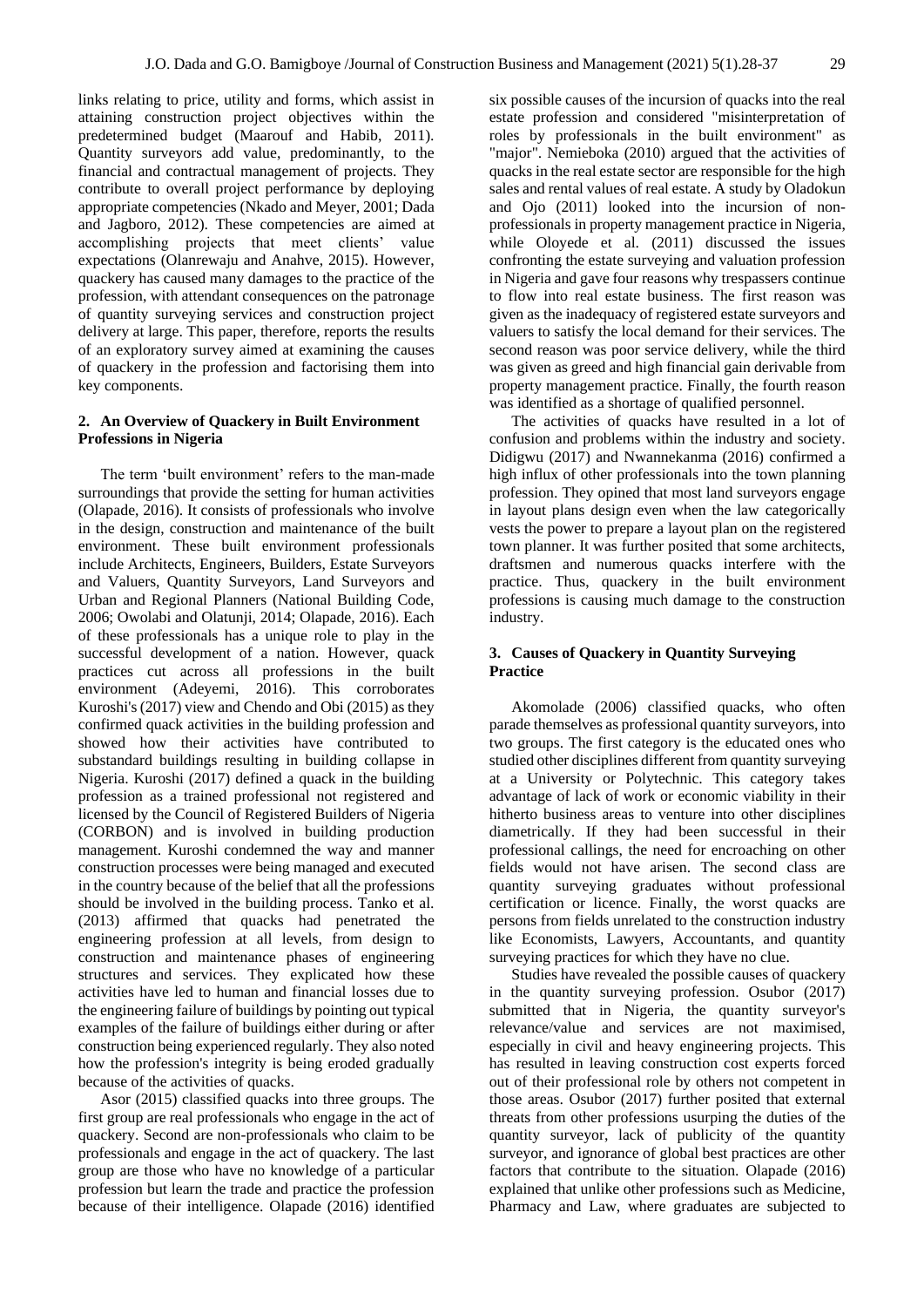links relating to price, utility and forms, which assist in attaining construction project objectives within the predetermined budget (Maarouf and Habib, 2011). Quantity surveyors add value, predominantly, to the financial and contractual management of projects. They contribute to overall project performance by deploying appropriate competencies (Nkado and Meyer, 2001; Dada and Jagboro, 2012). These competencies are aimed at accomplishing projects that meet clients' value expectations (Olanrewaju and Anahve, 2015). However, quackery has caused many damages to the practice of the profession, with attendant consequences on the patronage of quantity surveying services and construction project delivery at large. This paper, therefore, reports the results of an exploratory survey aimed at examining the causes of quackery in the profession and factorising them into key components.

## 2. An Overview of Quackery in Built Environment Professions in Nigeria

The term 'built environment' refers to the man-made surroundings that provide the setting for human activities (Olapade, 2016). It consists of professionals who involve in the design, construction and maintenance of the built environment. These built environment professionals include Architects, Engineers, Builders, Estate Surveyors and Valuers, Quantity Surveyors, Land Surveyors and Urban and Regional Planners (National Building Code, 2006; Owolabi and Olatunji, 2014; Olapade, 2016). Each of these professionals has a unique role to play in the successful development of a nation. However, quack practices cut across all professions in the built environment (Adeyemi, 2016). This corroborates Kuroshi's (2017) view and Chendo and Obi (2015) as they confirmed quack activities in the building profession and showed how their activities have contributed to substandard buildings resulting in building collapse in Nigeria. Kuroshi (2017) defined a quack in the building profession as a trained professional not registered and licensed by the Council of Registered Builders of Nigeria (CORBON) and is involved in building production management. Kuroshi condemned the way and manner construction processes were being managed and executed in the country because of the belief that all the professions should be involved in the building process. Tanko et al. (2013) affirmed that quacks had penetrated the engineering profession at all levels, from design to construction and maintenance phases of engineering structures and services. They explicated how these activities have led to human and financial losses due to the engineering failure of buildings by pointing out typical examples of the failure of buildings either during or after construction being experienced regularly. They also noted how the profession's integrity is being eroded gradually because of the activities of quacks.

Asor (2015) classified quacks into three groups. The first group are real professionals who engage in the act of quackery. Second are non-professionals who claim to be professionals and engage in the act of quackery. The last group are those who have no knowledge of a particular profession but learn the trade and practice the profession because of their intelligence. Olapade (2016) identified six possible causes of the incursion of quacks into the real estate profession and considered "misinterpretation of roles by professionals in the built environment" as "major". Nemieboka (2010) argued that the activities of quacks in the real estate sector are responsible for the high sales and rental values of real estate. A study by Oladokun and Ojo (2011) looked into the incursion of non-professionals in property management practice in Nigeria, while Oloyede et al. (2011) discussed the issues confronting the estate surveying and valuation profession in Nigeria and gave four reasons why trespassers continue to flow into real estate business. The first reason was given as the inadequacy of registered estate surveyors and valuers to satisfy the local demand for their services. The second reason was poor service delivery, while the third was given as greed and high financial gain derivable from property management practice. Finally, the fourth reason was identified as a shortage of qualified personnel.

The activities of quacks have resulted in a lot of confusion and problems within the industry and society. Didigwu (2017) and Nwannekanma (2016) confirmed a high influx of other professionals into the town planning profession. They opined that most land surveyors engage in layout plans design even when the law categorically vests the power to prepare a layout plan on the registered town planner. It was further posited that some architects, draftsmen and numerous quacks interfere with the practice. Thus, quackery in the built environment professions is causing much damage to the construction industry.

## 3. Causes of Quackery in Quantity Surveying Practice

Akomolade (2006) classified quacks, who often parade themselves as professional quantity surveyors, into two groups. The first category is the educated ones who studied other disciplines different from quantity surveying at a University or Polytechnic. This category takes advantage of lack of work or economic viability in their hitherto business areas to venture into other disciplines diametrically. If they had been successful in their professional callings, the need for encroaching on other fields would not have arisen. The second class are quantity surveying graduates without professional certification or licence. Finally, the worst quacks are persons from fields unrelated to the construction industry like Economists, Lawyers, Accountants, and quantity surveying practices for which they have no clue.

Studies have revealed the possible causes of quackery in the quantity surveying profession. Osubor (2017) submitted that in Nigeria, the quantity surveyor's relevance/value and services are not maximised, especially in civil and heavy engineering projects. This has resulted in leaving construction cost experts forced out of their professional role by others not competent in those areas. Osubor (2017) further posited that external threats from other professions usurping the duties of the quantity surveyor, lack of publicity of the quantity surveyor, and ignorance of global best practices are other factors that contribute to the situation. Olapade (2016) explained that unlike other professions such as Medicine, Pharmacy and Law, where graduates are subjected to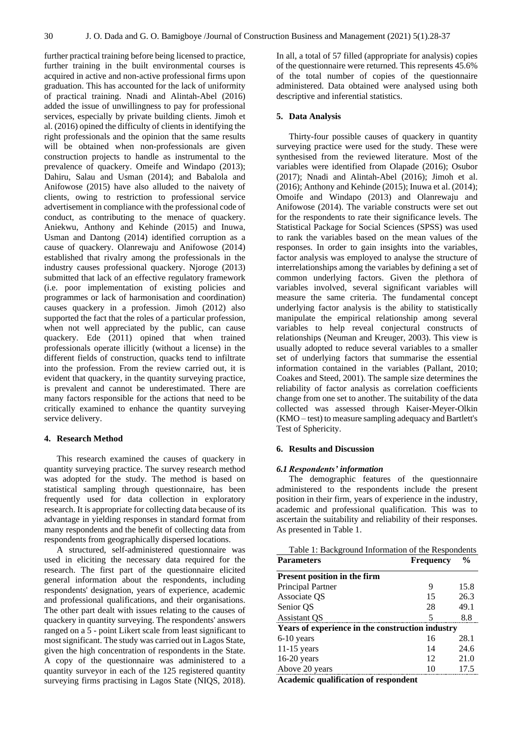further practical training before being licensed to practice, further training in the built environmental courses is acquired in active and non-active professional firms upon graduation. This has accounted for the lack of uniformity of practical training. Nnadi and Alintah-Abel (2016) added the issue of unwillingness to pay for professional services, especially by private building clients. Jimoh et al. (2016) opined the difficulty of clients in identifying the right professionals and the opinion that the same results will be obtained when non-professionals are given construction projects to handle as instrumental to the prevalence of quackery. Omeife and Windapo (2013); Dahiru, Salau and Usman (2014); and Babalola and Anifowose (2015) have also alluded to the naivety of clients, owing to restriction to professional service advertisement in compliance with the professional code of conduct, as contributing to the menace of quackery. Aniekwu, Anthony and Kehinde (2015) and Inuwa, Usman and Dantong (2014) identified corruption as a cause of quackery. Olanrewaju and Anifowose (2014) established that rivalry among the professionals in the industry causes professional quackery. Njoroge (2013) submitted that lack of an effective regulatory framework (i.e. poor implementation of existing policies and programmes or lack of harmonisation and coordination) causes quackery in a profession. Jimoh (2012) also supported the fact that the roles of a particular profession, when not well appreciated by the public, can cause quackery. Ede (2011) opined that when trained professionals operate illicitly (without a license) in the different fields of construction, quacks tend to infiltrate into the profession. From the review carried out, it is evident that quackery, in the quantity surveying practice, is prevalent and cannot be underestimated. There are many factors responsible for the actions that need to be critically examined to enhance the quantity surveying service delivery.

## 4. Research Method

This research examined the causes of quackery in quantity surveying practice. The survey research method was adopted for the study. The method is based on statistical sampling through questionnaire, has been frequently used for data collection in exploratory research. It is appropriate for collecting data because of its advantage in yielding responses in standard format from many respondents and the benefit of collecting data from respondents from geographically dispersed locations.

A structured, self-administered questionnaire was used in eliciting the necessary data required for the research. The first part of the questionnaire elicited general information about the respondents, including respondents' designation, years of experience, academic and professional qualifications, and their organisations. The other part dealt with issues relating to the causes of quackery in quantity surveying. The respondents' answers ranged on a 5 - point Likert scale from least significant to most significant. The study was carried out in Lagos State, given the high concentration of respondents in the State. A copy of the questionnaire was administered to a quantity surveyor in each of the 125 registered quantity surveying firms practising in Lagos State (NIQS, 2018). In all, a total of 57 filled (appropriate for analysis) copies of the questionnaire were returned. This represents 45.6% of the total number of copies of the questionnaire administered. Data obtained were analysed using both descriptive and inferential statistics.

## 5. Data Analysis

Thirty-four possible causes of quackery in quantity surveying practice were used for the study. These were synthesised from the reviewed literature. Most of the variables were identified from Olapade (2016); Osubor (2017); Nnadi and Alintah-Abel (2016); Jimoh et al. (2016); Anthony and Kehinde (2015); Inuwa et al. (2014); Omoife and Windapo (2013) and Olanrewaju and Anifowose (2014). The variable constructs were set out for the respondents to rate their significance levels. The Statistical Package for Social Sciences (SPSS) was used to rank the variables based on the mean values of the responses. In order to gain insights into the variables, factor analysis was employed to analyse the structure of interrelationships among the variables by defining a set of common underlying factors. Given the plethora of variables involved, several significant variables will measure the same criteria. The fundamental concept underlying factor analysis is the ability to statistically manipulate the empirical relationship among several variables to help reveal conjectural constructs of relationships (Neuman and Kreuger, 2003). This view is usually adopted to reduce several variables to a smaller set of underlying factors that summarise the essential information contained in the variables (Pallant, 2010; Coakes and Steed, 2001). The sample size determines the reliability of factor analysis as correlation coefficients change from one set to another. The suitability of the data collected was assessed through Kaiser-Meyer-Olkin (KMO – test) to measure sampling adequacy and Bartlett's Test of Sphericity.

## 6. Results and Discussion

### *6.1 Respondents' information*

The demographic features of the questionnaire administered to the respondents include the present position in their firm, years of experience in the industry, academic and professional qualification. This was to ascertain the suitability and reliability of their responses. As presented in Table 1.

Table 1: Background Information of the Respondents

| Parameters | Frequency | % |
|---|---|---|
| **Present position in the firm** | | |
| Principal Partner | 9 | 15.8 |
| Associate QS | 15 | 26.3 |
| Senior QS | 28 | 49.1 |
| Assistant QS | 5 | 8.8 |
| **Years of experience in the construction industry** | | |
| 6-10 years | 16 | 28.1 |
| 11-15 years | 14 | 24.6 |
| 16-20 years | 12 | 21.0 |
| Above 20 years | 10 | 17.5 |
| **Academic qualification of respondent** | | |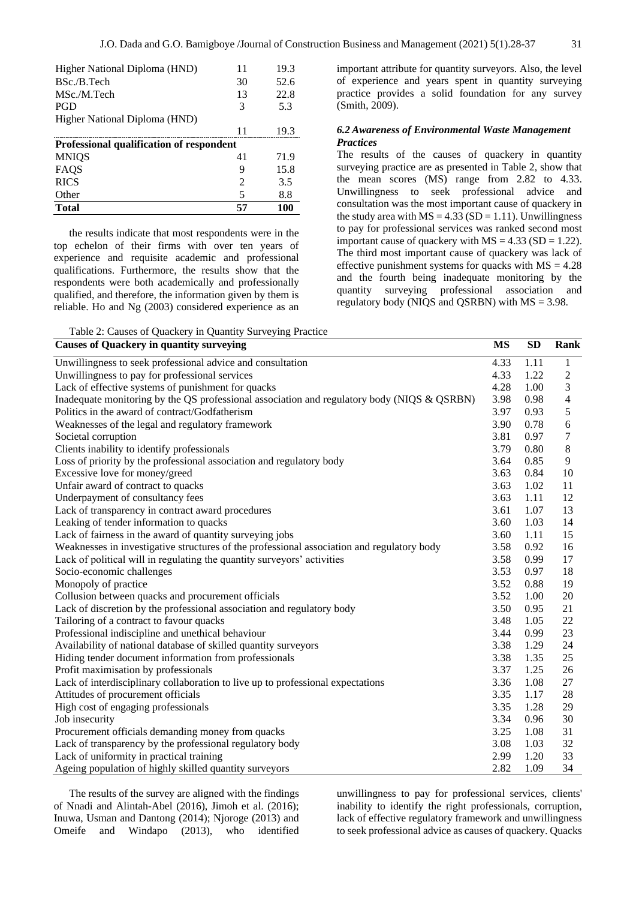| | | |
|---|---|---|
| Higher National Diploma (HND) | 11 | 19.3 |
| BSc./B.Tech | 30 | 52.6 |
| MSc./M.Tech | 13 | 22.8 |
| PGD | 3 | 5.3 |
| Higher National Diploma (HND) | 11 | 19.3 |
| **Professional qualification of respondent** | | |
| MNIQS | 41 | 71.9 |
| FAQS | 9 | 15.8 |
| RICS | 2 | 3.5 |
| Other | 5 | 8.8 |
| **Total** | **57** | **100** |

the results indicate that most respondents were in the top echelon of their firms with over ten years of experience and requisite academic and professional qualifications. Furthermore, the results show that the respondents were both academically and professionally qualified, and therefore, the information given by them is reliable. Ho and Ng (2003) considered experience as an important attribute for quantity surveyors. Also, the level of experience and years spent in quantity surveying practice provides a solid foundation for any survey (Smith, 2009).

### *6.2 Awareness of Environmental Waste Management Practices*

The results of the causes of quackery in quantity surveying practice are as presented in Table 2, show that the mean scores (MS) range from 2.82 to 4.33. Unwillingness to seek professional advice and consultation was the most important cause of quackery in the study area with MS = 4.33 (SD = 1.11). Unwillingness to pay for professional services was ranked second most important cause of quackery with MS = 4.33 (SD = 1.22). The third most important cause of quackery was lack of effective punishment systems for quacks with MS = 4.28 and the fourth being inadequate monitoring by the quantity surveying professional association and regulatory body (NIQS and QSRBN) with MS = 3.98.

Table 2: Causes of Quackery in Quantity Surveying Practice

| Causes of Quackery in quantity surveying | MS | SD | Rank |
|---|---|---|---|
| Unwillingness to seek professional advice and consultation | 4.33 | 1.11 | 1 |
| Unwillingness to pay for professional services | 4.33 | 1.22 | 2 |
| Lack of effective systems of punishment for quacks | 4.28 | 1.00 | 3 |
| Inadequate monitoring by the QS professional association and regulatory body (NIQS & QSRBN) | 3.98 | 0.98 | 4 |
| Politics in the award of contract/Godfatherism | 3.97 | 0.93 | 5 |
| Weaknesses of the legal and regulatory framework | 3.90 | 0.78 | 6 |
| Societal corruption | 3.81 | 0.97 | 7 |
| Clients inability to identify professionals | 3.79 | 0.80 | 8 |
| Loss of priority by the professional association and regulatory body | 3.64 | 0.85 | 9 |
| Excessive love for money/greed | 3.63 | 0.84 | 10 |
| Unfair award of contract to quacks | 3.63 | 1.02 | 11 |
| Underpayment of consultancy fees | 3.63 | 1.11 | 12 |
| Lack of transparency in contract award procedures | 3.61 | 1.07 | 13 |
| Leaking of tender information to quacks | 3.60 | 1.03 | 14 |
| Lack of fairness in the award of quantity surveying jobs | 3.60 | 1.11 | 15 |
| Weaknesses in investigative structures of the professional association and regulatory body | 3.58 | 0.92 | 16 |
| Lack of political will in regulating the quantity surveyors' activities | 3.58 | 0.99 | 17 |
| Socio-economic challenges | 3.53 | 0.97 | 18 |
| Monopoly of practice | 3.52 | 0.88 | 19 |
| Collusion between quacks and procurement officials | 3.52 | 1.00 | 20 |
| Lack of discretion by the professional association and regulatory body | 3.50 | 0.95 | 21 |
| Tailoring of a contract to favour quacks | 3.48 | 1.05 | 22 |
| Professional indiscipline and unethical behaviour | 3.44 | 0.99 | 23 |
| Availability of national database of skilled quantity surveyors | 3.38 | 1.29 | 24 |
| Hiding tender document information from professionals | 3.38 | 1.35 | 25 |
| Profit maximisation by professionals | 3.37 | 1.25 | 26 |
| Lack of interdisciplinary collaboration to live up to professional expectations | 3.36 | 1.08 | 27 |
| Attitudes of procurement officials | 3.35 | 1.17 | 28 |
| High cost of engaging professionals | 3.35 | 1.28 | 29 |
| Job insecurity | 3.34 | 0.96 | 30 |
| Procurement officials demanding money from quacks | 3.25 | 1.08 | 31 |
| Lack of transparency by the professional regulatory body | 3.08 | 1.03 | 32 |
| Lack of uniformity in practical training | 2.99 | 1.20 | 33 |
| Ageing population of highly skilled quantity surveyors | 2.82 | 1.09 | 34 |

The results of the survey are aligned with the findings of Nnadi and Alintah-Abel (2016), Jimoh et al. (2016); Inuwa, Usman and Dantong (2014); Njoroge (2013) and Omeife and Windapo (2013), who identified unwillingness to pay for professional services, clients' inability to identify the right professionals, corruption, lack of effective regulatory framework and unwillingness to seek professional advice as causes of quackery. Quacks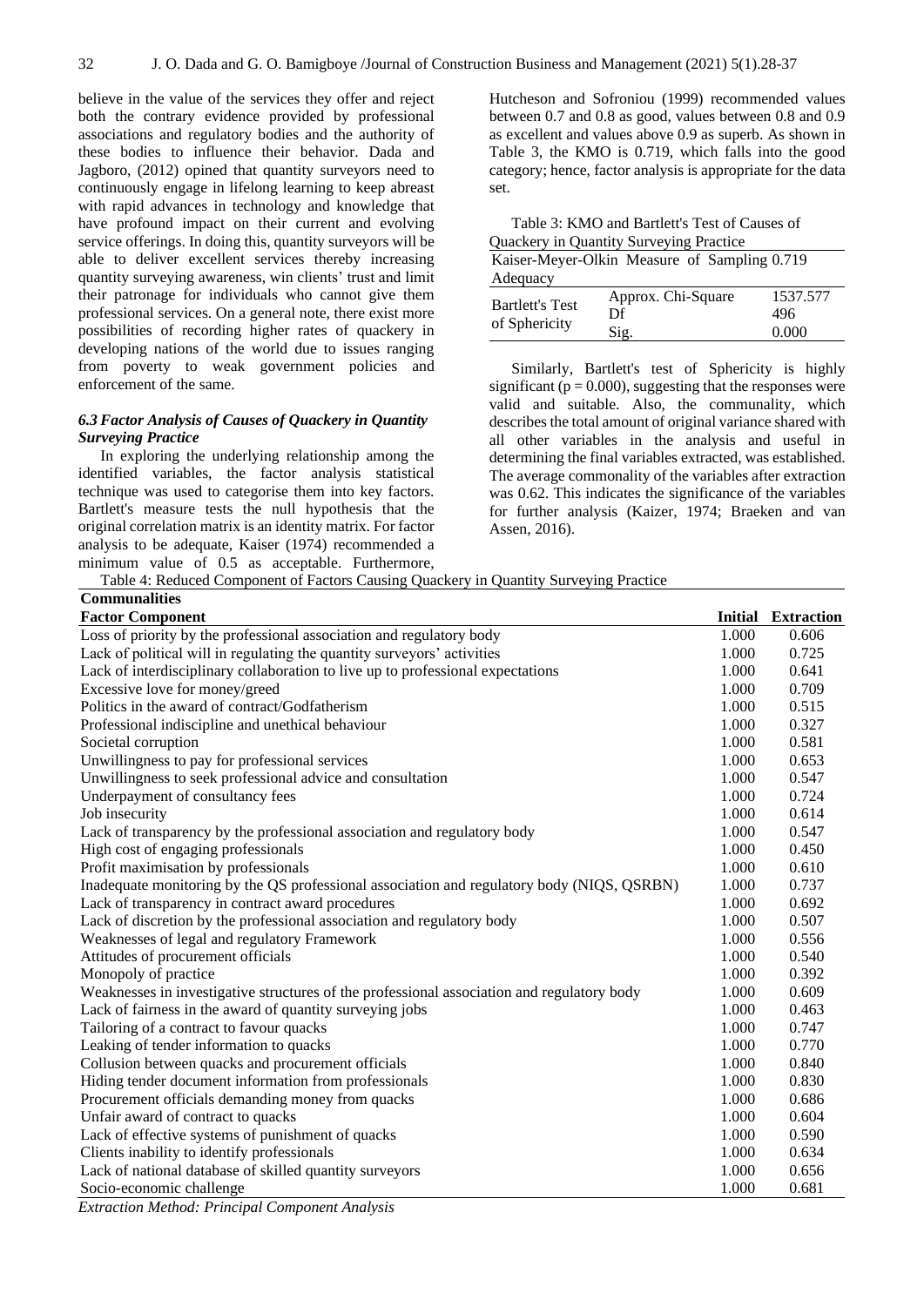believe in the value of the services they offer and reject both the contrary evidence provided by professional associations and regulatory bodies and the authority of these bodies to influence their behavior. Dada and Jagboro, (2012) opined that quantity surveyors need to continuously engage in lifelong learning to keep abreast with rapid advances in technology and knowledge that have profound impact on their current and evolving service offerings. In doing this, quantity surveyors will be able to deliver excellent services thereby increasing quantity surveying awareness, win clients' trust and limit their patronage for individuals who cannot give them professional services. On a general note, there exist more possibilities of recording higher rates of quackery in developing nations of the world due to issues ranging from poverty to weak government policies and enforcement of the same.

### *6.3 Factor Analysis of Causes of Quackery in Quantity Surveying Practice*

In exploring the underlying relationship among the identified variables, the factor analysis statistical technique was used to categorise them into key factors. Bartlett's measure tests the null hypothesis that the original correlation matrix is an identity matrix. For factor analysis to be adequate, Kaiser (1974) recommended a minimum value of 0.5 as acceptable. Furthermore, Hutcheson and Sofroniou (1999) recommended values between 0.7 and 0.8 as good, values between 0.8 and 0.9 as excellent and values above 0.9 as superb. As shown in Table 3, the KMO is 0.719, which falls into the good category; hence, factor analysis is appropriate for the data set.

Table 3: KMO and Bartlett's Test of Causes of Quackery in Quantity Surveying Practice

| Kaiser-Meyer-Olkin Measure of Sampling Adequacy | | 0.719 |
|---|---|---|
| Bartlett's Test of Sphericity | Approx. Chi-Square | 1537.577 |
| | Df | 496 |
| | Sig. | 0.000 |

Similarly, Bartlett's test of Sphericity is highly significant ($p = 0.000$), suggesting that the responses were valid and suitable. Also, the communality, which describes the total amount of original variance shared with all other variables in the analysis and useful in determining the final variables extracted, was established. The average commonality of the variables after extraction was 0.62. This indicates the significance of the variables for further analysis (Kaizer, 1974; Braeken and van Assen, 2016).

Table 4: Reduced Component of Factors Causing Quackery in Quantity Surveying Practice

**Communalities**

| Factor Component | Initial | Extraction |
|---|---|---|
| Loss of priority by the professional association and regulatory body | 1.000 | 0.606 |
| Lack of political will in regulating the quantity surveyors' activities | 1.000 | 0.725 |
| Lack of interdisciplinary collaboration to live up to professional expectations | 1.000 | 0.641 |
| Excessive love for money/greed | 1.000 | 0.709 |
| Politics in the award of contract/Godfatherism | 1.000 | 0.515 |
| Professional indiscipline and unethical behaviour | 1.000 | 0.327 |
| Societal corruption | 1.000 | 0.581 |
| Unwillingness to pay for professional services | 1.000 | 0.653 |
| Unwillingness to seek professional advice and consultation | 1.000 | 0.547 |
| Underpayment of consultancy fees | 1.000 | 0.724 |
| Job insecurity | 1.000 | 0.614 |
| Lack of transparency by the professional association and regulatory body | 1.000 | 0.547 |
| High cost of engaging professionals | 1.000 | 0.450 |
| Profit maximisation by professionals | 1.000 | 0.610 |
| Inadequate monitoring by the QS professional association and regulatory body (NIQS, QSRBN) | 1.000 | 0.737 |
| Lack of transparency in the contract award procedures | 1.000 | 0.692 |
| Lack of discretion by the professional association and regulatory body | 1.000 | 0.507 |
| Weaknesses of legal and regulatory Framework | 1.000 | 0.556 |
| Attitudes of procurement officials | 1.000 | 0.540 |
| Monopoly of practice | 1.000 | 0.392 |
| Weaknesses in investigative structures of the professional association and regulatory body | 1.000 | 0.609 |
| Lack of fairness in the award of quantity surveying jobs | 1.000 | 0.463 |
| Tailoring of a contract to favour quacks | 1.000 | 0.747 |
| Leaking of tender information to quacks | 1.000 | 0.770 |
| Collusion between quacks and procurement officials | 1.000 | 0.840 |
| Hiding tender document information from professionals | 1.000 | 0.830 |
| Procurement officials demanding money from quacks | 1.000 | 0.686 |
| Unfair award of contract to quacks | 1.000 | 0.604 |
| Lack of effective systems of punishment of quacks | 1.000 | 0.590 |
| Clients inability to identify professionals | 1.000 | 0.634 |
| Lack of national database of skilled quantity surveyors | 1.000 | 0.656 |
| Socio-economic challenge | 1.000 | 0.681 |

*Extraction Method: Principal Component Analysis*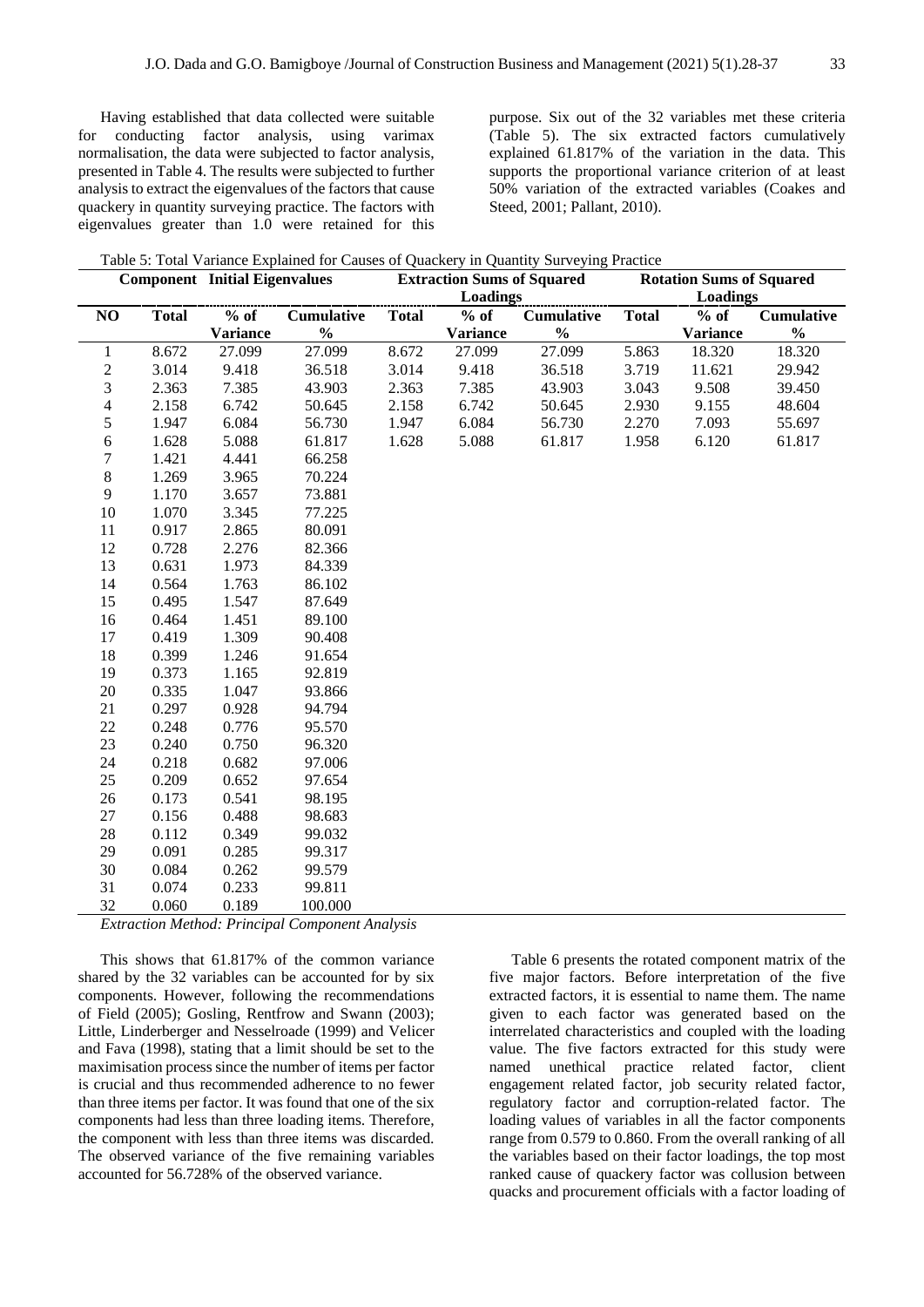Having established that data collected were suitable for conducting factor analysis, using varimax normalisation, the data were subjected to factor analysis, presented in Table 4. The results were subjected to further analysis to extract the eigenvalues of the factors that cause quackery in quantity surveying practice. The factors with eigenvalues greater than 1.0 were retained for this purpose. Six out of the 32 variables met these criteria (Table 5). The six extracted factors cumulatively explained 61.817% of the variation in the data. This supports the proportional variance criterion of at least 50% variation of the extracted variables (Coakes and Steed, 2001; Pallant, 2010).

Table 5: Total Variance Explained for Causes of Quackery in Quantity Surveying Practice

| Component | Initial Eigenvalues | | | Extraction Sums of Squared Loadings | | | Rotation Sums of Squared Loadings | | |
|---|---|---|---|---|---|---|---|---|---|
| NO | Total | % of Variance | Cumulative % | Total | % of Variance | Cumulative % | Total | % of Variance | Cumulative % |
| 1 | 8.672 | 27.099 | 27.099 | 8.672 | 27.099 | 27.099 | 5.863 | 18.320 | 18.320 |
| 2 | 3.014 | 9.418 | 36.518 | 3.014 | 9.418 | 36.518 | 3.719 | 11.621 | 29.942 |
| 3 | 2.363 | 7.385 | 43.903 | 2.363 | 7.385 | 43.903 | 3.043 | 9.508 | 39.450 |
| 4 | 2.158 | 6.742 | 50.645 | 2.158 | 6.742 | 50.645 | 2.930 | 9.155 | 48.604 |
| 5 | 1.947 | 6.084 | 56.730 | 1.947 | 6.084 | 56.730 | 2.270 | 7.093 | 55.697 |
| 6 | 1.628 | 5.088 | 61.817 | 1.628 | 5.088 | 61.817 | 1.958 | 6.120 | 61.817 |
| 7 | 1.421 | 4.441 | 66.258 | | | | | | |
| 8 | 1.269 | 3.965 | 70.224 | | | | | | |
| 9 | 1.170 | 3.657 | 73.881 | | | | | | |
| 10 | 1.070 | 3.345 | 77.225 | | | | | | |
| 11 | 0.917 | 2.865 | 80.091 | | | | | | |
| 12 | 0.728 | 2.276 | 82.366 | | | | | | |
| 13 | 0.631 | 1.973 | 84.339 | | | | | | |
| 14 | 0.564 | 1.763 | 86.102 | | | | | | |
| 15 | 0.495 | 1.547 | 87.649 | | | | | | |
| 16 | 0.464 | 1.451 | 89.100 | | | | | | |
| 17 | 0.419 | 1.309 | 90.408 | | | | | | |
| 18 | 0.399 | 1.246 | 91.654 | | | | | | |
| 19 | 0.373 | 1.165 | 92.819 | | | | | | |
| 20 | 0.335 | 1.047 | 93.866 | | | | | | |
| 21 | 0.297 | 0.928 | 94.794 | | | | | | |
| 22 | 0.248 | 0.776 | 95.570 | | | | | | |
| 23 | 0.240 | 0.750 | 96.320 | | | | | | |
| 24 | 0.218 | 0.682 | 97.006 | | | | | | |
| 25 | 0.209 | 0.652 | 97.654 | | | | | | |
| 26 | 0.173 | 0.541 | 98.195 | | | | | | |
| 27 | 0.156 | 0.488 | 98.683 | | | | | | |
| 28 | 0.112 | 0.349 | 99.032 | | | | | | |
| 29 | 0.091 | 0.285 | 99.317 | | | | | | |
| 30 | 0.084 | 0.262 | 99.579 | | | | | | |
| 31 | 0.074 | 0.233 | 99.811 | | | | | | |
| 32 | 0.060 | 0.189 | 100.000 | | | | | | |

*Extraction Method: Principal Component Analysis*

This shows that 61.817% of the common variance shared by the 32 variables can be accounted for by six components. However, following the recommendations of Field (2005); Gosling, Rentfrow and Swann (2003); Little, Linderberger and Nesselroade (1999) and Velicer and Fava (1998), stating that a limit should be set to the maximisation process since the number of items per factor is crucial and thus recommended adherence to no fewer than three items per factor. It was found that one of the six components had less than three loading items. Therefore, the component with less than three items was discarded. The observed variance of the five remaining variables accounted for 56.728% of the observed variance.

Table 6 presents the rotated component matrix of the five major factors. Before interpretation of the five extracted factors, it is essential to name them. The name given to each factor was generated based on the interrelated characteristics and coupled with the loading value. The five factors extracted for this study were named unethical practice related factor, client engagement related factor, job security related factor, regulatory factor and corruption-related factor. The loading values of variables in all the factor components range from 0.579 to 0.860. From the overall ranking of all the variables based on their factor loadings, the top most ranked cause of quackery factor was collusion between quacks and procurement officials with a factor loading of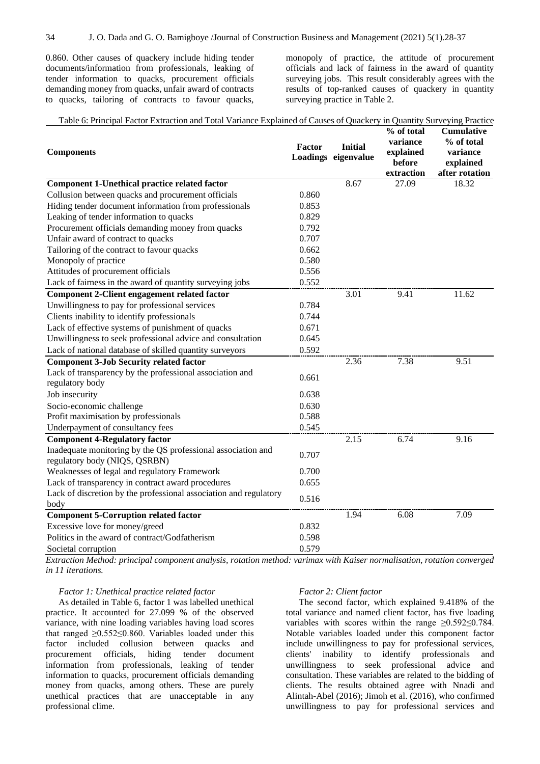0.860. Other causes of quackery include hiding tender documents/information from professionals, leaking of tender information to quacks, procurement officials demanding money from quacks, unfair award of contracts to quacks, tailoring of contracts to favour quacks, monopoly of practice, the attitude of procurement officials and lack of fairness in the award of quantity surveying jobs. This result considerably agrees with the results of top-ranked causes of quackery in quantity surveying practice in Table 2.

Table 6: Principal Factor Extraction and Total Variance Explained of Causes of Quackery in Quantity Surveying Practice

| Components | Factor Loadings | Initial eigenvalue | % of total variance explained before extraction | Cumulative % of total variance explained after rotation |
|---|---|---|---|---|
| **Component 1-Unethical practice related factor** | | 8.67 | 27.09 | 18.32 |
| Collusion between quacks and procurement officials | 0.860 | | | |
| Hiding tender document information from professionals | 0.853 | | | |
| Leaking of tender information to quacks | 0.829 | | | |
| Procurement officials demanding money from quacks | 0.792 | | | |
| Unfair award of contract to quacks | 0.707 | | | |
| Tailoring of the contract to favour quacks | 0.662 | | | |
| Monopoly of practice | 0.580 | | | |
| Attitudes of procurement officials | 0.556 | | | |
| Lack of fairness in the award of quantity surveying jobs | 0.552 | | | |
| **Component 2-Client engagement related factor** | | 3.01 | 9.41 | 11.62 |
| Unwillingness to pay for professional services | 0.784 | | | |
| Clients inability to identify professionals | 0.744 | | | |
| Lack of effective systems of punishment of quacks | 0.671 | | | |
| Unwillingness to seek professional advice and consultation | 0.645 | | | |
| Lack of national database of skilled quantity surveyors | 0.592 | | | |
| **Component 3-Job Security related factor** | | 2.36 | 7.38 | 9.51 |
| Lack of transparency by the professional association and regulatory body | 0.661 | | | |
| Job insecurity | 0.638 | | | |
| Socio-economic challenge | 0.630 | | | |
| Profit maximisation by professionals | 0.588 | | | |
| Underpayment of consultancy fees | 0.545 | | | |
| **Component 4-Regulatory factor** | | 2.15 | 6.74 | 9.16 |
| Inadequate monitoring by the QS professional association and regulatory body (NIQS, QSRBN) | 0.707 | | | |
| Weaknesses of legal and regulatory Framework | 0.700 | | | |
| Lack of transparency in contract award procedures | 0.655 | | | |
| Lack of discretion by the professional association and regulatory body | 0.516 | | | |
| **Component 5-Corruption related factor** | | 1.94 | 6.08 | 7.09 |
| Excessive love for money/greed | 0.832 | | | |
| Politics in the award of contract/Godfatherism | 0.598 | | | |
| Societal corruption | 0.579 | | | |

*Extraction Method: principal component analysis, rotation method: varimax with Kaiser normalisation, rotation converged in 11 iterations.*

*Factor 1: Unethical practice related factor*

As detailed in Table 6, factor 1 was labelled unethical practice. It accounted for 27.099 % of the observed variance, with nine loading variables having load scores that ranged ≥0.552≤0.860. Variables loaded under this factor included collusion between quacks and procurement officials, hiding tender document information from professionals, leaking of tender information to quacks, procurement officials demanding money from quacks, among others. These are purely unethical practices that are unacceptable in any professional clime.

*Factor 2: Client factor*

The second factor, which explained 9.418% of the total variance and named client factor, has five loading variables with scores within the range ≥0.592≤0.784. Notable variables loaded under this component factor include unwillingness to pay for professional services, clients' inability to identify professionals and unwillingness to seek professional advice and consultation. These variables are related to the bidding of clients. The results obtained agree with Nnadi and Alintah-Abel (2016); Jimoh et al. (2016), who confirmed unwillingness to pay for professional services and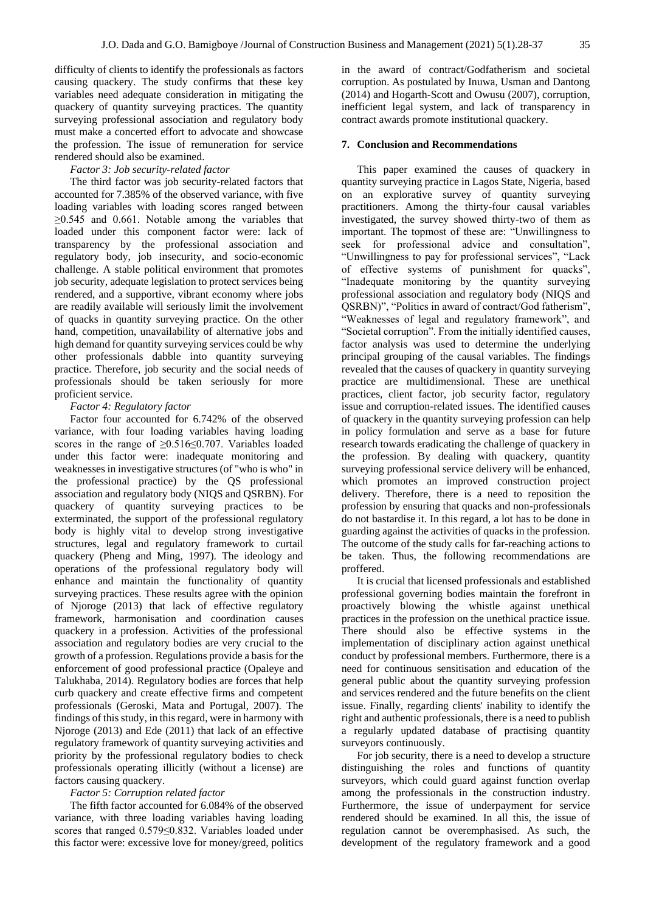difficulty of clients to identify the professionals as factors causing quackery. The study confirms that these key variables need adequate consideration in mitigating the quackery of quantity surveying practices. The quantity surveying professional association and regulatory body must make a concerted effort to advocate and showcase the profession. The issue of remuneration for service rendered should also be examined.

*Factor 3: Job security-related factor*

The third factor was job security-related factors that accounted for 7.385% of the observed variance, with five loading variables with loading scores ranged between ≥0.545 and 0.661. Notable among the variables that loaded under this component factor were: lack of transparency by the professional association and regulatory body, job insecurity, and socio-economic challenge. A stable political environment that promotes job security, adequate legislation to protect services being rendered, and a supportive, vibrant economy where jobs are readily available will seriously limit the involvement of quacks in quantity surveying practice. On the other hand, competition, unavailability of alternative jobs and high demand for quantity surveying services could be why other professionals dabble into quantity surveying practice. Therefore, job security and the social needs of professionals should be taken seriously for more proficient service.

*Factor 4: Regulatory factor*

Factor four accounted for 6.742% of the observed variance, with four loading variables having loading scores in the range of ≥0.516≤0.707. Variables loaded under this factor were: inadequate monitoring and weaknesses in investigative structures (of "who is who" in the professional practice) by the QS professional association and regulatory body (NIQS and QSRBN). For quackery of quantity surveying practices to be exterminated, the support of the professional regulatory body is highly vital to develop strong investigative structures, legal and regulatory framework to curtail quackery (Pheng and Ming, 1997). The ideology and operations of the professional regulatory body will enhance and maintain the functionality of quantity surveying practices. These results agree with the opinion of Njoroge (2013) that lack of effective regulatory framework, harmonisation and coordination causes quackery in a profession. Activities of the professional association and regulatory bodies are very crucial to the growth of a profession. Regulations provide a basis for the enforcement of good professional practice (Opaleye and Talukhaba, 2014). Regulatory bodies are forces that help curb quackery and create effective firms and competent professionals (Geroski, Mata and Portugal, 2007). The findings of this study, in this regard, were in harmony with Njoroge (2013) and Ede (2011) that lack of an effective regulatory framework of quantity surveying activities and priority by the professional regulatory bodies to check professionals operating illicitly (without a license) are factors causing quackery.

*Factor 5: Corruption related factor*

The fifth factor accounted for 6.084% of the observed variance, with three loading variables having loading scores that ranged 0.579≤0.832. Variables loaded under this factor were: excessive love for money/greed, politics in the award of contract/Godfatherism and societal corruption. As postulated by Inuwa, Usman and Dantong (2014) and Hogarth-Scott and Owusu (2007), corruption, inefficient legal system, and lack of transparency in contract awards promote institutional quackery.

## 7. Conclusion and Recommendations

This paper examined the causes of quackery in quantity surveying practice in Lagos State, Nigeria, based on an explorative survey of quantity surveying practitioners. Among the thirty-four causal variables investigated, the survey showed thirty-two of them as important. The topmost of these are: "Unwillingness to seek for professional advice and consultation", "Unwillingness to pay for professional services", "Lack of effective systems of punishment for quacks", "Inadequate monitoring by the quantity surveying professional association and regulatory body (NIQS and QSRBN)", "Politics in award of contract/God fatherism", "Weaknesses of legal and regulatory framework", and "Societal corruption". From the initially identified causes, factor analysis was used to determine the underlying principal grouping of the causal variables. The findings revealed that the causes of quackery in quantity surveying practice are multidimensional. These are unethical practices, client factor, job security factor, regulatory issue and corruption-related issues. The identified causes of quackery in the quantity surveying profession can help in policy formulation and serve as a base for future research towards eradicating the challenge of quackery in the profession. By dealing with quackery, quantity surveying professional service delivery will be enhanced, which promotes an improved construction project delivery. Therefore, there is a need to reposition the profession by ensuring that quacks and non-professionals do not bastardise it. In this regard, a lot has to be done in guarding against the activities of quacks in the profession. The outcome of the study calls for far-reaching actions to be taken. Thus, the following recommendations are proffered.

It is crucial that licensed professionals and established professional governing bodies maintain the forefront in proactively blowing the whistle against unethical practices in the profession on the unethical practice issue. There should also be effective systems in the implementation of disciplinary action against unethical conduct by professional members. Furthermore, there is a need for continuous sensitisation and education of the general public about the quantity surveying profession and services rendered and the future benefits on the client issue. Finally, regarding clients' inability to identify the right and authentic professionals, there is a need to publish a regularly updated database of practising quantity surveyors continuously.

For job security, there is a need to develop a structure distinguishing the roles and functions of quantity surveyors, which could guard against function overlap among the professionals in the construction industry. Furthermore, the issue of underpayment for service rendered should be examined. In all this, the issue of regulation cannot be overemphasised. As such, the development of the regulatory framework and a good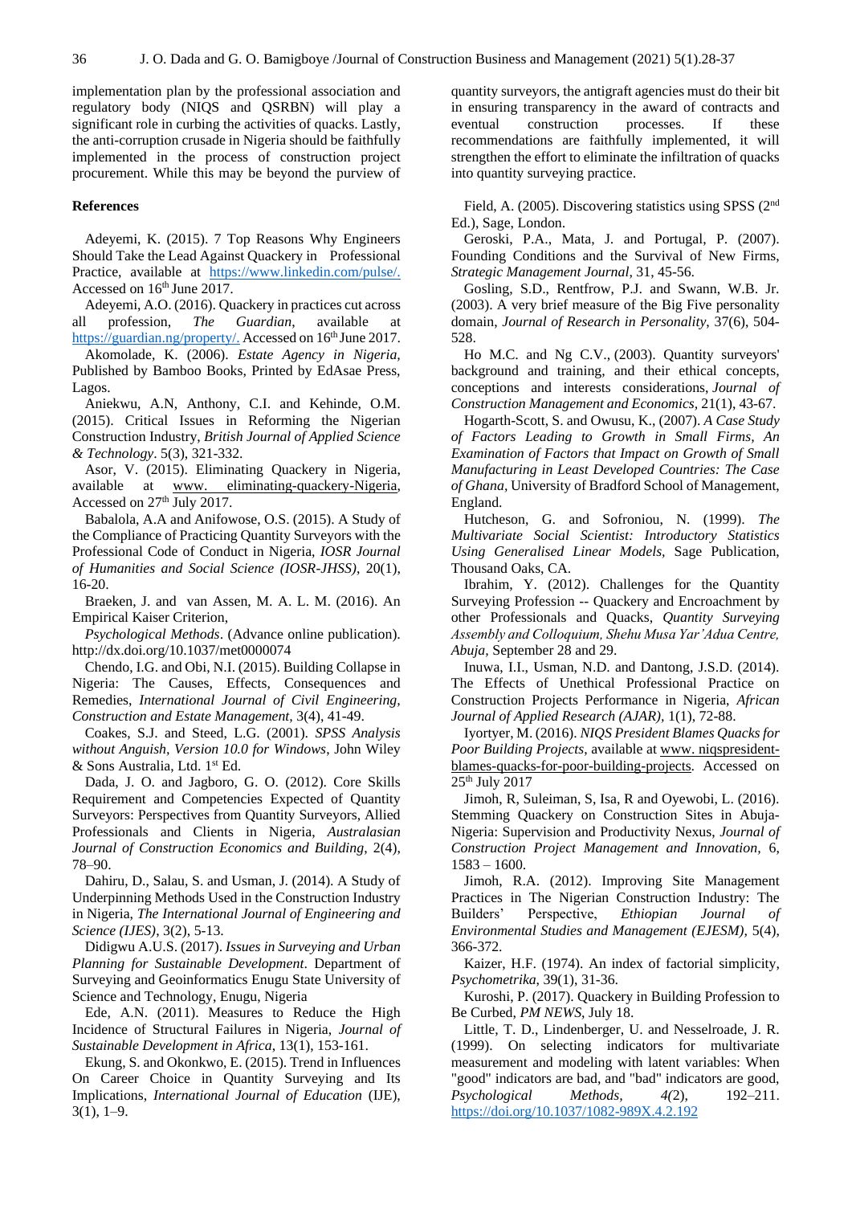implementation plan by the professional association and regulatory body (NIQS and QSRBN) will play a significant role in curbing the activities of quacks. Lastly, the anti-corruption crusade in Nigeria should be faithfully implemented in the process of construction project procurement. While this may be beyond the purview of quantity surveyors, the antigraft agencies must do their bit in ensuring transparency in the award of contracts and eventual construction processes. If these recommendations are faithfully implemented, it will strengthen the effort to eliminate the infiltration of quacks into quantity surveying practice.

**References**

Adeyemi, K. (2015). 7 Top Reasons Why Engineers Should Take the Lead Against Quackery in Professional Practice, available at https://www.linkedin.com/pulse/. Accessed on 16th June 2017.

Adeyemi, A.O. (2016). Quackery in practices cut across all profession, *The Guardian*, available at https://guardian.ng/property/. Accessed on 16th June 2017.

Akomolade, K. (2006). *Estate Agency in Nigeria*, Published by Bamboo Books, Printed by EdAsae Press, Lagos.

Aniekwu, A.N, Anthony, C.I. and Kehinde, O.M. (2015). Critical Issues in Reforming the Nigerian Construction Industry, *British Journal of Applied Science & Technology*. 5(3), 321-332.

Asor, V. (2015). Eliminating Quackery in Nigeria, available at www. eliminating-quackery-Nigeria, Accessed on 27th July 2017.

Babalola, A.A and Anifowose, O.S. (2015). A Study of the Compliance of Practicing Quantity Surveyors with the Professional Code of Conduct in Nigeria, *IOSR Journal of Humanities and Social Science (IOSR-JHSS)*, 20(1), 16-20.

Braeken, J. and van Assen, M. A. L. M. (2016). An Empirical Kaiser Criterion, *Psychological Methods*. (Advance online publication). http://dx.doi.org/10.1037/met0000074

Chendo, I.G. and Obi, N.I. (2015). Building Collapse in Nigeria: The Causes, Effects, Consequences and Remedies, *International Journal of Civil Engineering, Construction and Estate Management*, 3(4), 41-49.

Coakes, S.J. and Steed, L.G. (2001). *SPSS Analysis without Anguish, Version 10.0 for Windows*, John Wiley & Sons Australia, Ltd. 1st Ed.

Dada, J. O. and Jagboro, G. O. (2012). Core Skills Requirement and Competencies Expected of Quantity Surveyors: Perspectives from Quantity Surveyors, Allied Professionals and Clients in Nigeria, *Australasian Journal of Construction Economics and Building*, 2(4), 78–90.

Dahiru, D., Salau, S. and Usman, J. (2014). A Study of Underpinning Methods Used in the Construction Industry in Nigeria, *The International Journal of Engineering and Science (IJES)*, 3(2), 5-13.

Didigwu A.U.S. (2017). *Issues in Surveying and Urban Planning for Sustainable Development*. Department of Surveying and Geoinformatics Enugu State University of Science and Technology, Enugu, Nigeria

Ede, A.N. (2011). Measures to Reduce the High Incidence of Structural Failures in Nigeria, *Journal of Sustainable Development in Africa*, 13(1), 153-161.

Ekung, S. and Okonkwo, E. (2015). Trend in Influences On Career Choice in Quantity Surveying and Its Implications, *International Journal of Education* (IJE), 3(1), 1–9.

Field, A. (2005). Discovering statistics using SPSS (2nd Ed.), Sage, London.

Geroski, P.A., Mata, J. and Portugal, P. (2007). Founding Conditions and the Survival of New Firms, *Strategic Management Journal*, 31, 45-56.

Gosling, S.D., Rentfrow, P.J. and Swann, W.B. Jr. (2003). A very brief measure of the Big Five personality domain, *Journal of Research in Personality*, 37(6), 504-528.

Ho M.C. and Ng C.V., (2003). Quantity surveyors' background and training, and their ethical concepts, conceptions and interests considerations, *Journal of Construction Management and Economics*, 21(1), 43-67.

Hogarth-Scott, S. and Owusu, K., (2007). *A Case Study of Factors Leading to Growth in Small Firms, An Examination of Factors that Impact on Growth of Small Manufacturing in Least Developed Countries: The Case of Ghana*, University of Bradford School of Management, England.

Hutcheson, G. and Sofroniou, N. (1999). *The Multivariate Social Scientist: Introductory Statistics Using Generalised Linear Models*, Sage Publication, Thousand Oaks, CA.

Ibrahim, Y. (2012). Challenges for the Quantity Surveying Profession -- Quackery and Encroachment by other Professionals and Quacks, *Quantity Surveying Assembly and Colloquium, Shehu Musa Yar'Adua Centre, Abuja*, September 28 and 29.

Inuwa, I.I., Usman, N.D. and Dantong, J.S.D. (2014). The Effects of Unethical Professional Practice on Construction Projects Performance in Nigeria, *African Journal of Applied Research (AJAR)*, 1(1), 72-88.

Iyortyer, M. (2016). *NIQS President Blames Quacks for Poor Building Projects*, available at www. niqspresident-blames-quacks-for-poor-building-projects. Accessed on 25th July 2017

Jimoh, R, Suleiman, S, Isa, R and Oyewobi, L. (2016). Stemming Quackery on Construction Sites in Abuja-Nigeria: Supervision and Productivity Nexus, *Journal of Construction Project Management and Innovation*, 6, 1583 – 1600.

Jimoh, R.A. (2012). Improving Site Management Practices in The Nigerian Construction Industry: The Builders' Perspective, *Ethiopian Journal of Environmental Studies and Management (EJESM)*, 5(4), 366-372.

Kaizer, H.F. (1974). An index of factorial simplicity, *Psychometrika*, 39(1), 31-36.

Kuroshi, P. (2017). Quackery in Building Profession to Be Curbed, *PM NEWS*, July 18.

Little, T. D., Lindenberger, U. and Nesselroade, J. R. (1999). On selecting indicators for multivariate measurement and modeling with latent variables: When "good" indicators are bad, and "bad" indicators are good, *Psychological Methods*, *4*(2), 192–211. https://doi.org/10.1037/1082-989X.4.2.192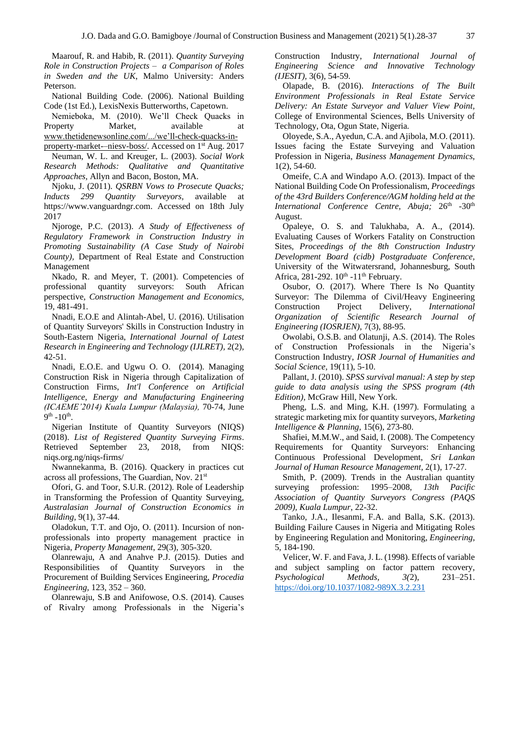Maarouf, R. and Habib, R. (2011). *Quantity Surveying Role in Construction Projects – a Comparison of Roles in Sweden and the UK*, Malmo University: Anders Peterson.

National Building Code. (2006). National Building Code (1st Ed.), LexisNexis Butterworths, Capetown.

Nemieboka, M. (2010). We'll Check Quacks in Property Market, available at www.thetidenewsonline.com/.../we'll-check-quacks-in-property-market-–niesv-boss/. Accessed on 1st Aug. 2017

Neuman, W. L. and Kreuger, L. (2003). *Social Work Research Methods: Qualitative and Quantitative Approaches*, Allyn and Bacon, Boston, MA.

Njoku, J. (2011). *QSRBN Vows to Prosecute Quacks; Inducts 299 Quantity Surveyors*, available at https://www.vanguardngr.com. Accessed on 18th July 2017

Njoroge, P.C. (2013). *A Study of Effectiveness of Regulatory Framework in Construction Industry in Promoting Sustainability (A Case Study of Nairobi County)*, Department of Real Estate and Construction Management

Nkado, R. and Meyer, T. (2001). Competencies of professional quantity surveyors: South African perspective, *Construction Management and Economics*, 19, 481-491.

Nnadi, E.O.E and Alintah-Abel, U. (2016). Utilisation of Quantity Surveyors' Skills in Construction Industry in South-Eastern Nigeria, *International Journal of Latest Research in Engineering and Technology (IJLRET)*, 2(2), 42-51.

Nnadi, E.O.E. and Ugwu O. O. (2014). Managing Construction Risk in Nigeria through Capitalization of Construction Firms, *Int'l Conference on Artificial Intelligence, Energy and Manufacturing Engineering (ICAEME'2014) Kuala Lumpur (Malaysia),* 70-74, June 9th -10th.

Nigerian Institute of Quantity Surveyors (NIQS) (2018). *List of Registered Quantity Surveying Firms*. Retrieved September 23, 2018, from NIQS: niqs.org.ng/niqs-firms/

Nwannekanma, B. (2016). Quackery in practices cut across all professions, The Guardian, Nov. 21st

Ofori, G. and Toor, S.U.R. (2012). Role of Leadership in Transforming the Profession of Quantity Surveying, *Australasian Journal of Construction Economics in Building*, 9(1), 37-44.

Oladokun, T.T. and Ojo, O. (2011). Incursion of non-professionals into property management practice in Nigeria, *Property Management*, 29(3), 305-320.

Olanrewaju, A and Anahve P.J. (2015). Duties and Responsibilities of Quantity Surveyors in the Procurement of Building Services Engineering, *Procedia Engineering*, 123, 352 – 360.

Olanrewaju, S.B and Anifowose, O.S. (2014). Causes of Rivalry among Professionals in the Nigeria's Construction Industry, *International Journal of Engineering Science and Innovative Technology (IJESIT)*, 3(6), 54-59.

Olapade, B. (2016). *Interactions of The Built Environment Professionals in Real Estate Service Delivery: An Estate Surveyor and Valuer View Point*, College of Environmental Sciences, Bells University of Technology, Ota, Ogun State, Nigeria.

Oloyede, S.A., Ayedun, C.A. and Ajibola, M.O. (2011). Issues facing the Estate Surveying and Valuation Profession in Nigeria, *Business Management Dynamics*, 1(2), 54-60.

Omeife, C.A and Windapo A.O. (2013). Impact of the National Building Code On Professionalism, *Proceedings of the 43rd Builders Conference/AGM holding held at the International Conference Centre, Abuja;* 26th -30th August.

Opaleye, O. S. and Talukhaba, A. A., (2014). Evaluating Causes of Workers Fatality on Construction Sites, *Proceedings of the 8th Construction Industry Development Board (cidb) Postgraduate Conference*, University of the Witwatersrand, Johannesburg, South Africa, 281-292. 10th -11th February.

Osubor, O. (2017). Where There Is No Quantity Surveyor: The Dilemma of Civil/Heavy Engineering Construction Project Delivery, *International Organization of Scientific Research Journal of Engineering (IOSRJEN)*, 7(3), 88-95.

Owolabi, O.S.B. and Olatunji, A.S. (2014). The Roles of Construction Professionals in the Nigeria's Construction Industry, *IOSR Journal of Humanities and Social Science*, 19(11), 5-10.

Pallant, J. (2010). *SPSS survival manual: A step by step guide to data analysis using the SPSS program (4th Edition)*, McGraw Hill, New York.

Pheng, L.S. and Ming, K.H. (1997). Formulating a strategic marketing mix for quantity surveyors, *Marketing Intelligence & Planning*, 15(6), 273-80.

Shafiei, M.M.W., and Said, I. (2008). The Competency Requirements for Quantity Surveyors: Enhancing Continuous Professional Development, *Sri Lankan Journal of Human Resource Management*, 2(1), 17-27.

Smith, P. (2009). Trends in the Australian quantity surveying profession: 1995–2008, *13th Pacific Association of Quantity Surveyors Congress (PAQS 2009), Kuala Lumpur*, 22-32.

Tanko, J.A., Ilesanmi, F.A. and Balla, S.K. (2013). Building Failure Causes in Nigeria and Mitigating Roles by Engineering Regulation and Monitoring, *Engineering*, 5, 184-190.

Velicer, W. F. and Fava, J. L. (1998). Effects of variable and subject sampling on factor pattern recovery, *Psychological Methods, 3(2*), 231–251. https://doi.org/10.1037/1082-989X.3.2.231